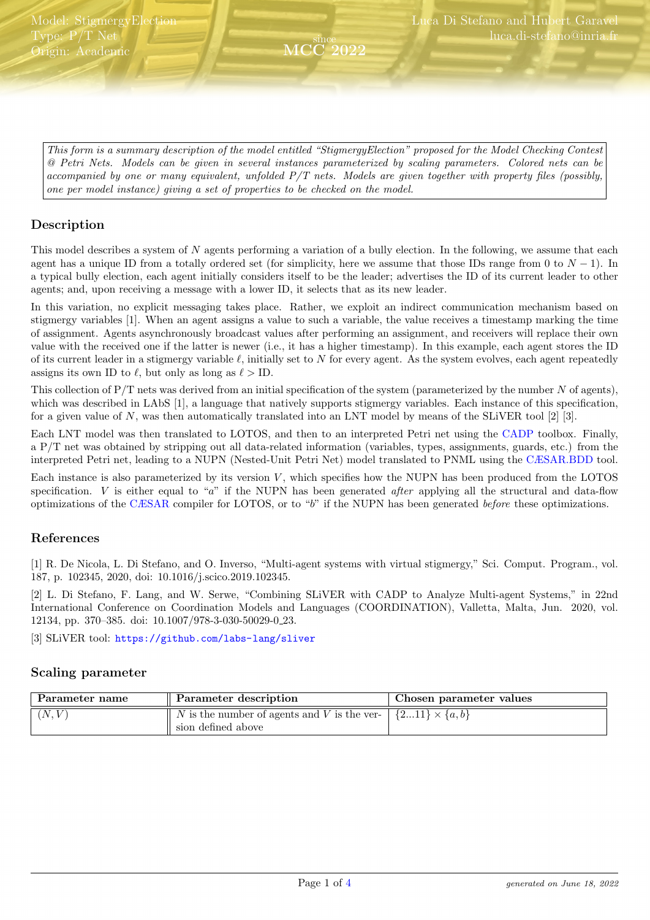Model: StigmergyElection
Type: P/T Net
Origin: Academic

since MCC 2022

Luca Di Stefano and Hubert Garavel
luca.di-stefano@inria.fr

> *This form is a summary description of the model entitled "StigmergyElection" proposed for the Model Checking Contest @ Petri Nets. Models can be given in several instances parameterized by scaling parameters. Colored nets can be accompanied by one or many equivalent, unfolded P/T nets. Models are given together with property files (possibly, one per model instance) giving a set of properties to be checked on the model.*

## Description

This model describes a system of $N$ agents performing a variation of a bully election. In the following, we assume that each agent has a unique ID from a totally ordered set (for simplicity, here we assume that those IDs range from 0 to $N-1$). In a typical bully election, each agent initially considers itself to be the leader; advertises the ID of its current leader to other agents; and, upon receiving a message with a lower ID, it selects that as its new leader.

In this variation, no explicit messaging takes place. Rather, we exploit an indirect communication mechanism based on stigmergy variables [1]. When an agent assigns a value to such a variable, the value receives a timestamp marking the time of assignment. Agents asynchronously broadcast values after performing an assignment, and receivers will replace their own value with the received one if the latter is newer (i.e., it has a higher timestamp). In this example, each agent stores the ID of its current leader in a stigmergy variable $\ell$, initially set to $N$ for every agent. As the system evolves, each agent repeatedly assigns its own ID to $\ell$, but only as long as $\ell >$ ID.

This collection of P/T nets was derived from an initial specification of the system (parameterized by the number $N$ of agents), which was described in LAbS [1], a language that natively supports stigmergy variables. Each instance of this specification, for a given value of $N$, was then automatically translated into an LNT model by means of the SLiVER tool [2] [3].

Each LNT model was then translated to LOTOS, and then to an interpreted Petri net using the CADP toolbox. Finally, a P/T net was obtained by stripping out all data-related information (variables, types, assignments, guards, etc.) from the interpreted Petri net, leading to a NUPN (Nested-Unit Petri Net) model translated to PNML using the CÆSAR.BDD tool.

Each instance is also parameterized by its version $V$, which specifies how the NUPN has been produced from the LOTOS specification. $V$ is either equal to "*a*" if the NUPN has been generated *after* applying all the structural and data-flow optimizations of the CÆSAR compiler for LOTOS, or to "*b*" if the NUPN has been generated *before* these optimizations.

## References

[1] R. De Nicola, L. Di Stefano, and O. Inverso, "Multi-agent systems with virtual stigmergy," Sci. Comput. Program., vol. 187, p. 102345, 2020, doi: 10.1016/j.scico.2019.102345.

[2] L. Di Stefano, F. Lang, and W. Serwe, "Combining SLiVER with CADP to Analyze Multi-agent Systems," in 22nd International Conference on Coordination Models and Languages (COORDINATION), Valletta, Malta, Jun. 2020, vol. 12134, pp. 370–385. doi: 10.1007/978-3-030-50029-0_23.

[3] SLiVER tool: https://github.com/labs-lang/sliver

## Scaling parameter

| Parameter name | Parameter description | Chosen parameter values |
|---|---|---|
| $(N, V)$ | $N$ is the number of agents and $V$ is the version defined above | $\{2...11\} \times \{a, b\}$ |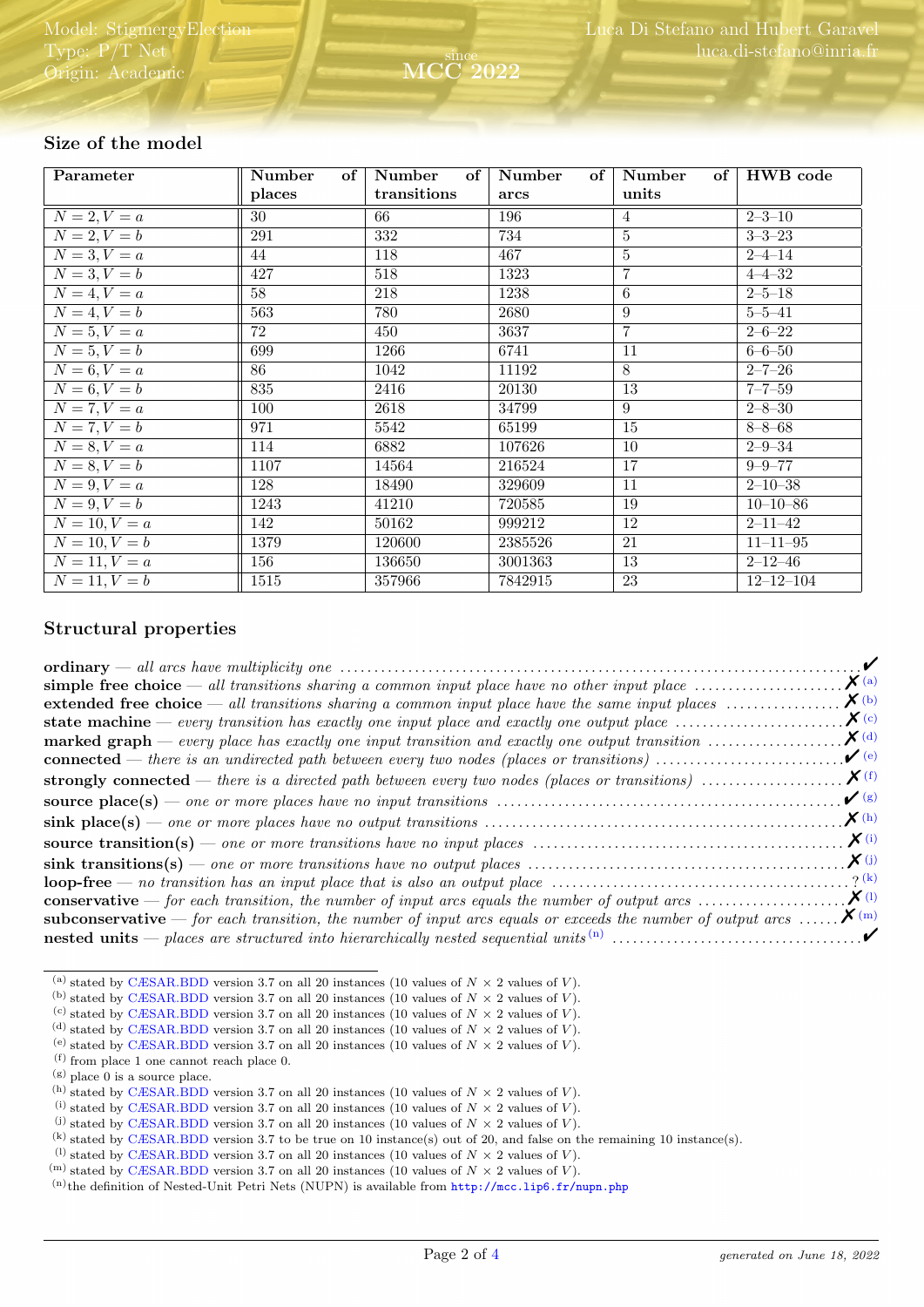## Size of the model

| Parameter | Number of places | Number of transitions | Number of arcs | Number of units | HWB code |
|---|---|---|---|---|---|
| $N = 2, V = a$ | 30 | 66 | 196 | 4 | 2–3–10 |
| $N = 2, V = b$ | 291 | 332 | 734 | 5 | 3–3–23 |
| $N = 3, V = a$ | 44 | 118 | 467 | 5 | 2–4–14 |
| $N = 3, V = b$ | 427 | 518 | 1323 | 7 | 4–4–32 |
| $N = 4, V = a$ | 58 | 218 | 1238 | 6 | 2–5–18 |
| $N = 4, V = b$ | 563 | 780 | 2680 | 9 | 5–5–41 |
| $N = 5, V = a$ | 72 | 450 | 3637 | 7 | 2–6–22 |
| $N = 5, V = b$ | 699 | 1266 | 6741 | 11 | 6–6–50 |
| $N = 6, V = a$ | 86 | 1042 | 11192 | 8 | 2–7–26 |
| $N = 6, V = b$ | 835 | 2416 | 20130 | 13 | 7–7–59 |
| $N = 7, V = a$ | 100 | 2618 | 34799 | 9 | 2–8–30 |
| $N = 7, V = b$ | 971 | 5542 | 65199 | 15 | 8–8–68 |
| $N = 8, V = a$ | 114 | 6882 | 107626 | 10 | 2–9–34 |
| $N = 8, V = b$ | 1107 | 14564 | 216524 | 17 | 9–9–77 |
| $N = 9, V = a$ | 128 | 18490 | 329609 | 11 | 2–10–38 |
| $N = 9, V = b$ | 1243 | 41210 | 720585 | 19 | 10–10–86 |
| $N = 10, V = a$ | 142 | 50162 | 999212 | 12 | 2–11–42 |
| $N = 10, V = b$ | 1379 | 120600 | 2385526 | 21 | 11–11–95 |
| $N = 11, V = a$ | 156 | 136650 | 3001363 | 13 | 2–12–46 |
| $N = 11, V = b$ | 1515 | 357966 | 7842915 | 23 | 12–12–104 |

## Structural properties

**ordinary** — *all arcs have multiplicity one* ✔

**simple free choice** — *all transitions sharing a common input place have no other input place* ✗ [(a)]

**extended free choice** — *all transitions sharing a common input place have the same input places* ✗ [(b)]

**state machine** — *every transition has exactly one input place and exactly one output place* ✗ [(c)]

**marked graph** — *every place has exactly one input transition and exactly one output transition* ✗ [(d)]

**connected** — *there is an undirected path between every two nodes (places or transitions)* ✔ [(e)]

**strongly connected** — *there is a directed path between every two nodes (places or transitions)* ✗ [(f)]

**source place(s)** — *one or more places have no input transitions* ✔ [(g)]

**sink place(s)** — *one or more places have no output transitions* ✗ [(h)]

**source transition(s)** — *one or more transitions have no input places* ✗ [(i)]

**sink transitions(s)** — *one or more transitions have no output places* ✗ [(j)]

**loop-free** — *no transition has an input place that is also an output place* ? [(k)]

**conservative** — *for each transition, the number of input arcs equals the number of output arcs* ✗ [(l)]

**subconservative** — *for each transition, the number of input arcs equals or exceeds the number of output arcs* ✗ [(m)]

**nested units** — *places are structured into hierarchically nested sequential units* [(n)] ✔

---

[(a)] stated by CÆSAR.BDD version 3.7 on all 20 instances (10 values of $N$ × 2 values of $V$).

[(b)] stated by CÆSAR.BDD version 3.7 on all 20 instances (10 values of $N$ × 2 values of $V$).

[(c)] stated by CÆSAR.BDD version 3.7 on all 20 instances (10 values of $N$ × 2 values of $V$).

[(d)] stated by CÆSAR.BDD version 3.7 on all 20 instances (10 values of $N$ × 2 values of $V$).

[(e)] stated by CÆSAR.BDD version 3.7 on all 20 instances (10 values of $N$ × 2 values of $V$).

[(f)] from place 1 one cannot reach place 0.

[(g)] place 0 is a source place.

[(h)] stated by CÆSAR.BDD version 3.7 on all 20 instances (10 values of $N$ × 2 values of $V$).

[(i)] stated by CÆSAR.BDD version 3.7 on all 20 instances (10 values of $N$ × 2 values of $V$).

[(j)] stated by CÆSAR.BDD version 3.7 on all 20 instances (10 values of $N$ × 2 values of $V$).

[(k)] stated by CÆSAR.BDD version 3.7 to be true on 10 instance(s) out of 20, and false on the remaining 10 instance(s).

[(l)] stated by CÆSAR.BDD version 3.7 on all 20 instances (10 values of $N$ × 2 values of $V$).

[(m)] stated by CÆSAR.BDD version 3.7 on all 20 instances (10 values of $N$ × 2 values of $V$).

[(n)] the definition of Nested-Unit Petri Nets (NUPN) is available from http://mcc.lip6.fr/nupn.php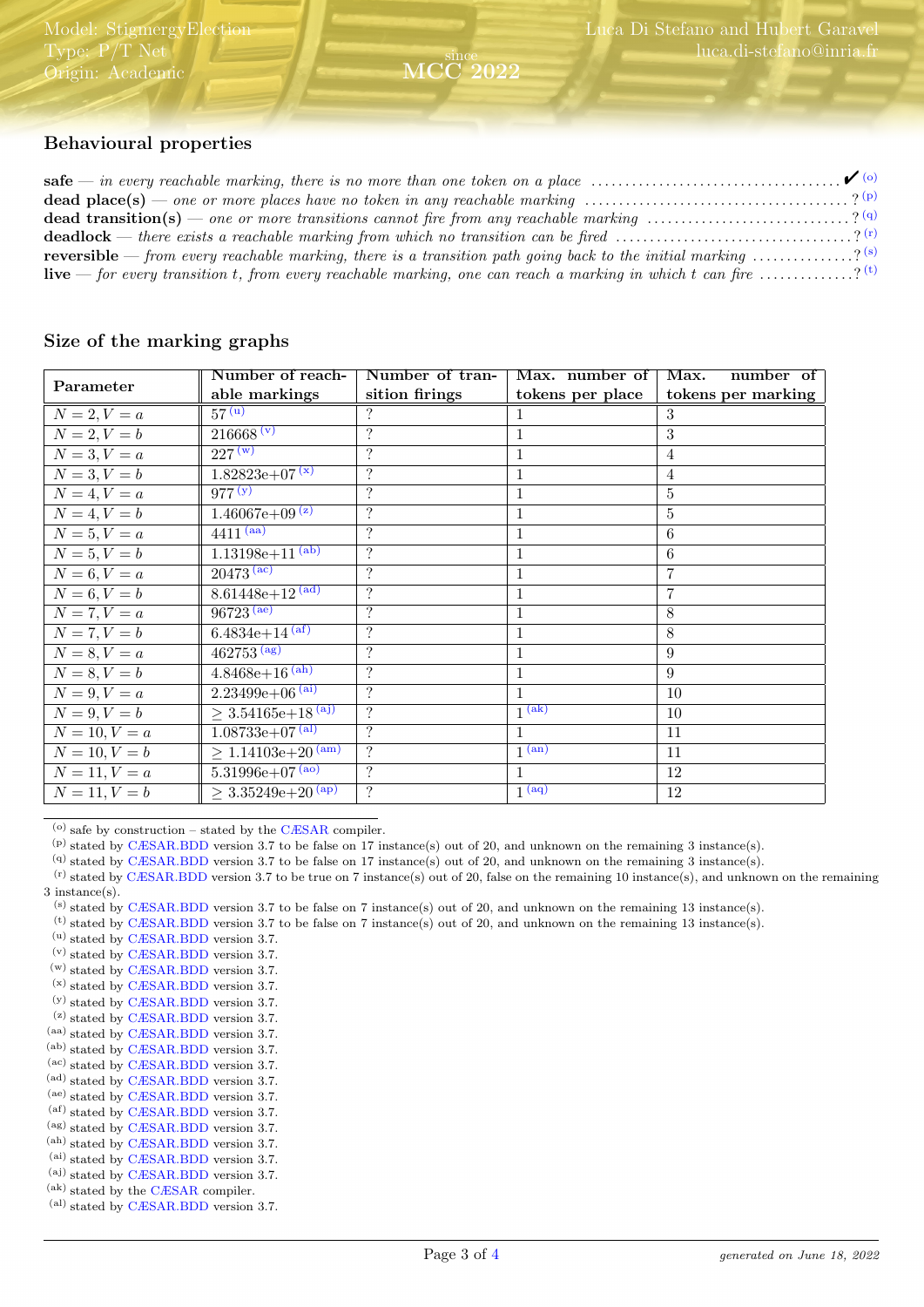## Behavioural properties

**safe** — *in every reachable marking, there is no more than one token on a place* .................................... ✔ [o]
**dead place(s)** — *one or more places have no token in any reachable marking* ...................................... ? [p]
**dead transition(s)** — *one or more transitions cannot fire from any reachable marking* .............................. ? [q]
**deadlock** — *there exists a reachable marking from which no transition can be fired* .................................. ? [r]
**reversible** — *from every reachable marking, there is a transition path going back to the initial marking* ............... ? [s]
**live** — *for every transition t, from every reachable marking, one can reach a marking in which t can fire* ............. ? [t]

## Size of the marking graphs

| Parameter | Number of reachable markings | Number of transition firings | Max. number of tokens per place | Max. number of tokens per marking |
|---|---|---|---|---|
| $N = 2, V = a$ | 57 [u] | ? | 1 | 3 |
| $N = 2, V = b$ | 216668 [v] | ? | 1 | 3 |
| $N = 3, V = a$ | 227 [w] | ? | 1 | 4 |
| $N = 3, V = b$ | 1.82823e+07 [x] | ? | 1 | 4 |
| $N = 4, V = a$ | 977 [y] | ? | 1 | 5 |
| $N = 4, V = b$ | 1.46067e+09 [z] | ? | 1 | 5 |
| $N = 5, V = a$ | 4411 [aa] | ? | 1 | 6 |
| $N = 5, V = b$ | 1.13198e+11 [ab] | ? | 1 | 6 |
| $N = 6, V = a$ | 20473 [ac] | ? | 1 | 7 |
| $N = 6, V = b$ | 8.61448e+12 [ad] | ? | 1 | 7 |
| $N = 7, V = a$ | 96723 [ae] | ? | 1 | 8 |
| $N = 7, V = b$ | 6.4834e+14 [af] | ? | 1 | 8 |
| $N = 8, V = a$ | 462753 [ag] | ? | 1 | 9 |
| $N = 8, V = b$ | 4.8468e+16 [ah] | ? | 1 | 9 |
| $N = 9, V = a$ | 2.23499e+06 [ai] | ? | 1 | 10 |
| $N = 9, V = b$ | ≥ 3.54165e+18 [aj] | ? | 1 [ak] | 10 |
| $N = 10, V = a$ | 1.08733e+07 [al] | ? | 1 | 11 |
| $N = 10, V = b$ | ≥ 1.14103e+20 [am] | ? | 1 [an] | 11 |
| $N = 11, V = a$ | 5.31996e+07 [ao] | ? | 1 | 12 |
| $N = 11, V = b$ | ≥ 3.35249e+20 [ap] | ? | 1 [aq] | 12 |

---

[o] safe by construction – stated by the CÆSAR compiler.
[p] stated by CÆSAR.BDD version 3.7 to be false on 17 instance(s) out of 20, and unknown on the remaining 3 instance(s).
[q] stated by CÆSAR.BDD version 3.7 to be false on 17 instance(s) out of 20, and unknown on the remaining 3 instance(s).
[r] stated by CÆSAR.BDD version 3.7 to be true on 7 instance(s) out of 20, false on the remaining 10 instance(s), and unknown on the remaining 3 instance(s).
[s] stated by CÆSAR.BDD version 3.7 to be false on 7 instance(s) out of 20, and unknown on the remaining 13 instance(s).
[t] stated by CÆSAR.BDD version 3.7 to be false on 7 instance(s) out of 20, and unknown on the remaining 13 instance(s).
[u] stated by CÆSAR.BDD version 3.7.
[v] stated by CÆSAR.BDD version 3.7.
[w] stated by CÆSAR.BDD version 3.7.
[x] stated by CÆSAR.BDD version 3.7.
[y] stated by CÆSAR.BDD version 3.7.
[z] stated by CÆSAR.BDD version 3.7.
[aa] stated by CÆSAR.BDD version 3.7.
[ab] stated by CÆSAR.BDD version 3.7.
[ac] stated by CÆSAR.BDD version 3.7.
[ad] stated by CÆSAR.BDD version 3.7.
[ae] stated by CÆSAR.BDD version 3.7.
[af] stated by CÆSAR.BDD version 3.7.
[ag] stated by CÆSAR.BDD version 3.7.
[ah] stated by CÆSAR.BDD version 3.7.
[ai] stated by CÆSAR.BDD version 3.7.
[aj] stated by CÆSAR.BDD version 3.7.
[ak] stated by the CÆSAR compiler.
[al] stated by CÆSAR.BDD version 3.7.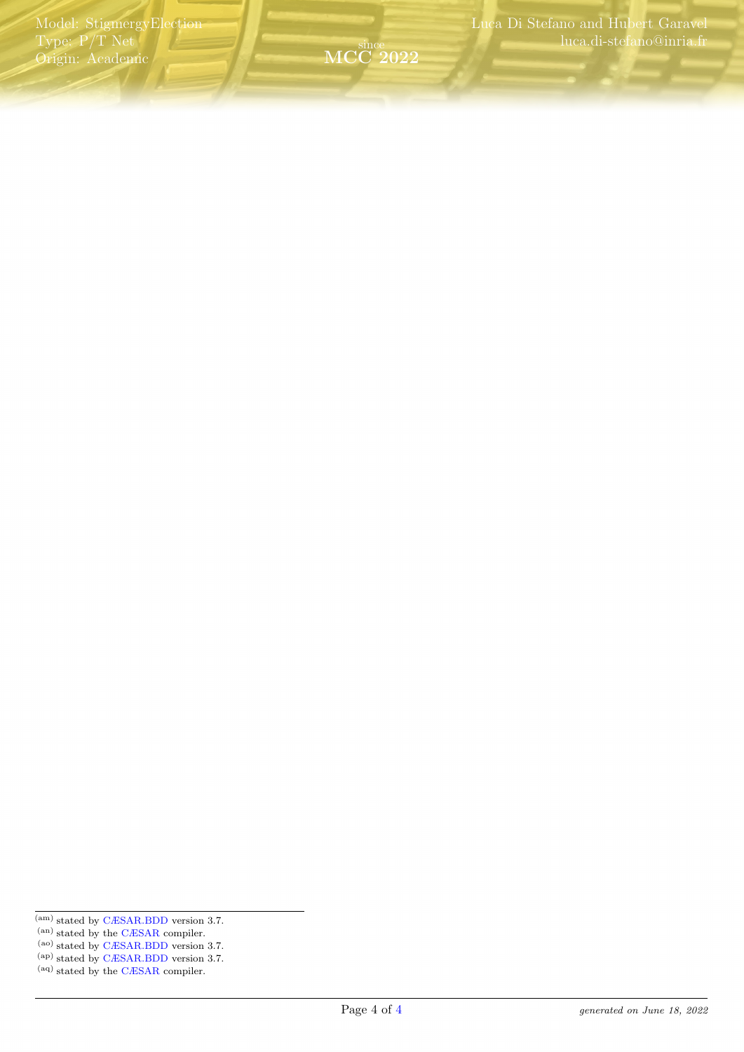[am] stated by CÆSAR.BDD version 3.7.
[an] stated by the CÆSAR compiler.
[ao] stated by CÆSAR.BDD version 3.7.
[ap] stated by CÆSAR.BDD version 3.7.
[aq] stated by the CÆSAR compiler.